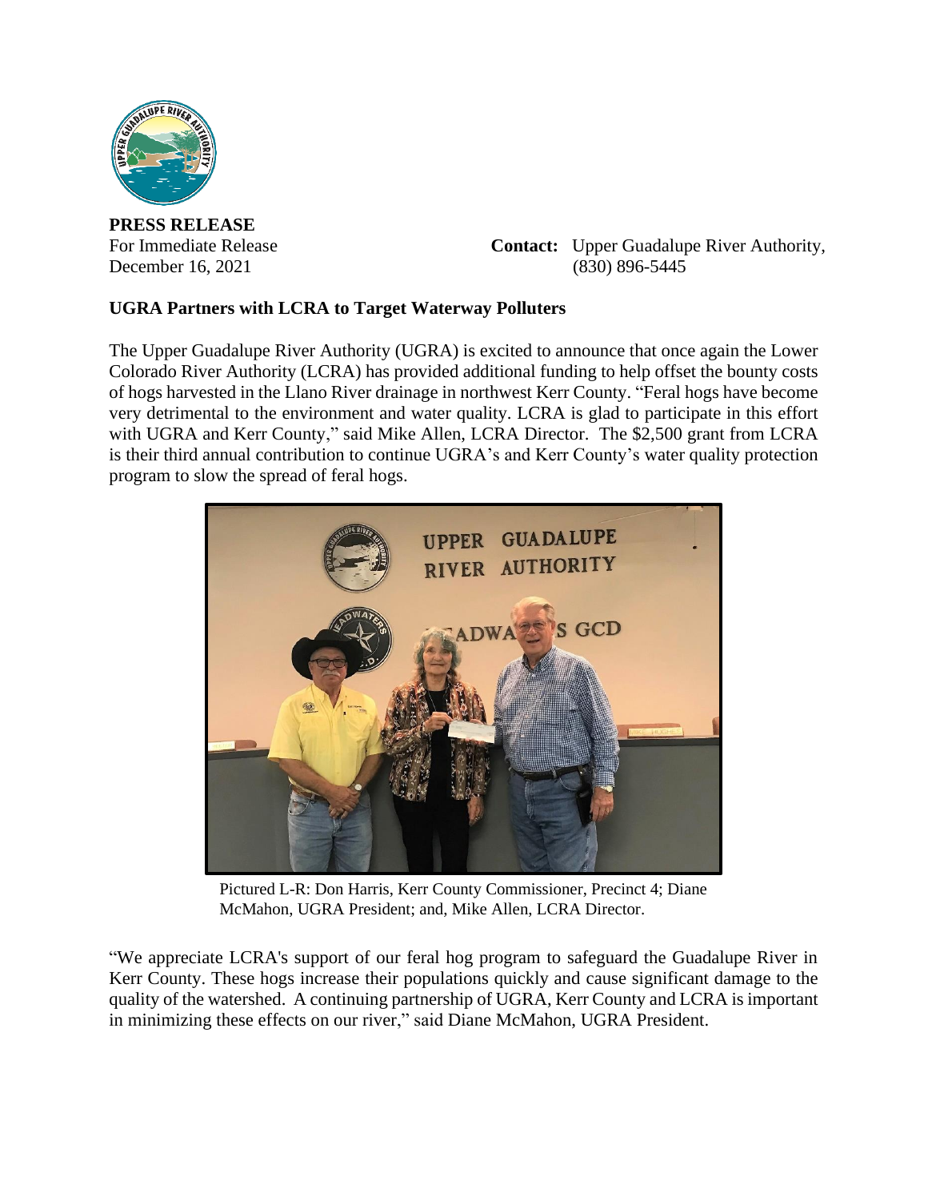**PRESS RELEASE**

For Immediate Release
December 16, 2021

**Contact:** Upper Guadalupe River Authority,
(830) 896-5445

**UGRA Partners with LCRA to Target Waterway Polluters**

The Upper Guadalupe River Authority (UGRA) is excited to announce that once again the Lower Colorado River Authority (LCRA) has provided additional funding to help offset the bounty costs of hogs harvested in the Llano River drainage in northwest Kerr County. "Feral hogs have become very detrimental to the environment and water quality. LCRA is glad to participate in this effort with UGRA and Kerr County," said Mike Allen, LCRA Director. The $2,500 grant from LCRA is their third annual contribution to continue UGRA's and Kerr County's water quality protection program to slow the spread of feral hogs.

Pictured L-R: Don Harris, Kerr County Commissioner, Precinct 4; Diane McMahon, UGRA President; and, Mike Allen, LCRA Director.

"We appreciate LCRA's support of our feral hog program to safeguard the Guadalupe River in Kerr County. These hogs increase their populations quickly and cause significant damage to the quality of the watershed. A continuing partnership of UGRA, Kerr County and LCRA is important in minimizing these effects on our river," said Diane McMahon, UGRA President.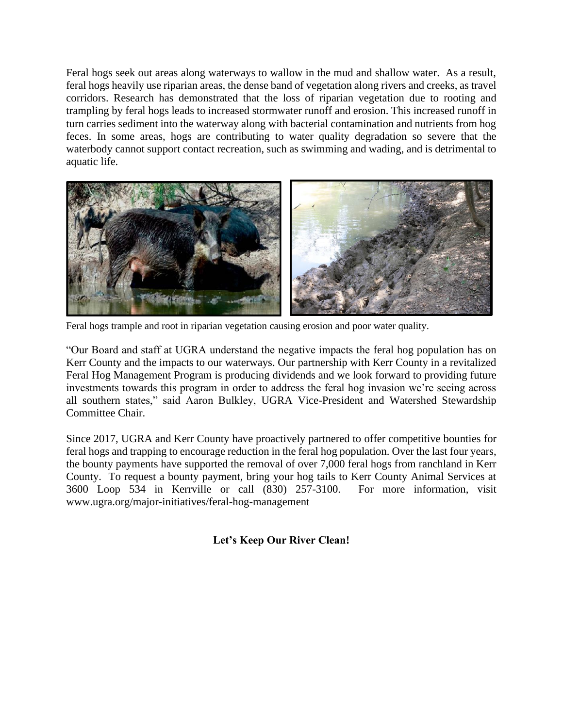Feral hogs seek out areas along waterways to wallow in the mud and shallow water. As a result, feral hogs heavily use riparian areas, the dense band of vegetation along rivers and creeks, as travel corridors. Research has demonstrated that the loss of riparian vegetation due to rooting and trampling by feral hogs leads to increased stormwater runoff and erosion. This increased runoff in turn carries sediment into the waterway along with bacterial contamination and nutrients from hog feces. In some areas, hogs are contributing to water quality degradation so severe that the waterbody cannot support contact recreation, such as swimming and wading, and is detrimental to aquatic life.

Feral hogs trample and root in riparian vegetation causing erosion and poor water quality.

"Our Board and staff at UGRA understand the negative impacts the feral hog population has on Kerr County and the impacts to our waterways. Our partnership with Kerr County in a revitalized Feral Hog Management Program is producing dividends and we look forward to providing future investments towards this program in order to address the feral hog invasion we're seeing across all southern states," said Aaron Bulkley, UGRA Vice-President and Watershed Stewardship Committee Chair.

Since 2017, UGRA and Kerr County have proactively partnered to offer competitive bounties for feral hogs and trapping to encourage reduction in the feral hog population. Over the last four years, the bounty payments have supported the removal of over 7,000 feral hogs from ranchland in Kerr County. To request a bounty payment, bring your hog tails to Kerr County Animal Services at 3600 Loop 534 in Kerrville or call (830) 257-3100. For more information, visit www.ugra.org/major-initiatives/feral-hog-management

**Let's Keep Our River Clean!**